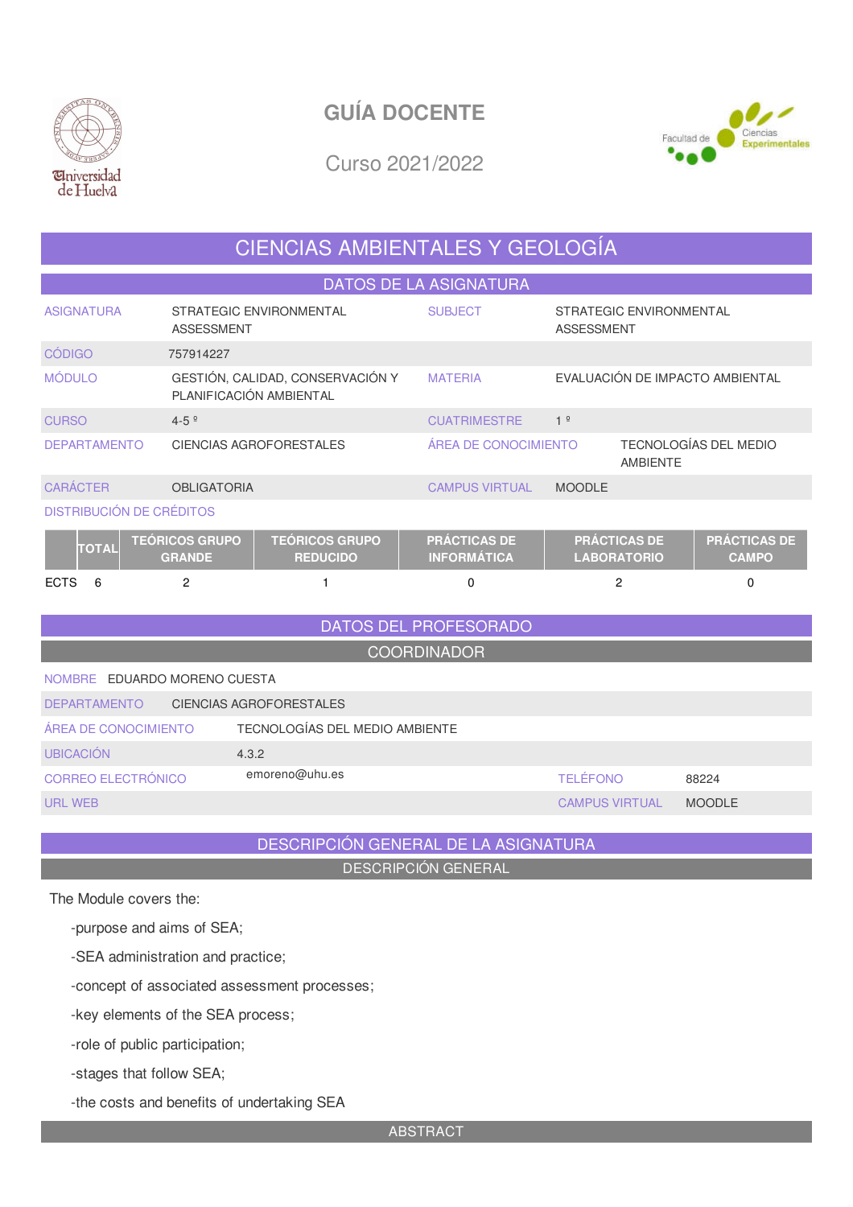# GUÍA DOCENTE

Curso 2021/2022

## CIENCIAS AMBIENTALES Y GEOLOGÍA

### DATOS DE LA ASIGNATURA

| | | | |
|---|---|---|---|
| ASIGNATURA | STRATEGIC ENVIRONMENTAL ASSESSMENT | SUBJECT | STRATEGIC ENVIRONMENTAL ASSESSMENT |
| CÓDIGO | 757914227 | | |
| MÓDULO | GESTIÓN, CALIDAD, CONSERVACIÓN Y PLANIFICACIÓN AMBIENTAL | MATERIA | EVALUACIÓN DE IMPACTO AMBIENTAL |
| CURSO | 4-5 º | CUATRIMESTRE | 1 º |
| DEPARTAMENTO | CIENCIAS AGROFORESTALES | ÁREA DE CONOCIMIENTO | TECNOLOGÍAS DEL MEDIO AMBIENTE |
| CARÁCTER | OBLIGATORIA | CAMPUS VIRTUAL | MOODLE |

DISTRIBUCIÓN DE CRÉDITOS

| | TOTAL | TEÓRICOS GRUPO GRANDE | TEÓRICOS GRUPO REDUCIDO | PRÁCTICAS DE INFORMÁTICA | PRÁCTICAS DE LABORATORIO | PRÁCTICAS DE CAMPO |
|---|---|---|---|---|---|---|
| ECTS | 6 | 2 | 1 | 0 | 2 | 0 |

### DATOS DEL PROFESORADO

#### COORDINADOR

| | | | |
|---|---|---|---|
| NOMBRE | EDUARDO MORENO CUESTA | | |
| DEPARTAMENTO | CIENCIAS AGROFORESTALES | | |
| ÁREA DE CONOCIMIENTO | TECNOLOGÍAS DEL MEDIO AMBIENTE | | |
| UBICACIÓN | 4.3.2 | | |
| CORREO ELECTRÓNICO | emoreno@uhu.es | TELÉFONO | 88224 |
| URL WEB | | CAMPUS VIRTUAL | MOODLE |

### DESCRIPCIÓN GENERAL DE LA ASIGNATURA

#### DESCRIPCIÓN GENERAL

The Module covers the:

-purpose and aims of SEA;

-SEA administration and practice;

-concept of associated assessment processes;

-key elements of the SEA process;

-role of public participation;

-stages that follow SEA;

-the costs and benefits of undertaking SEA

#### ABSTRACT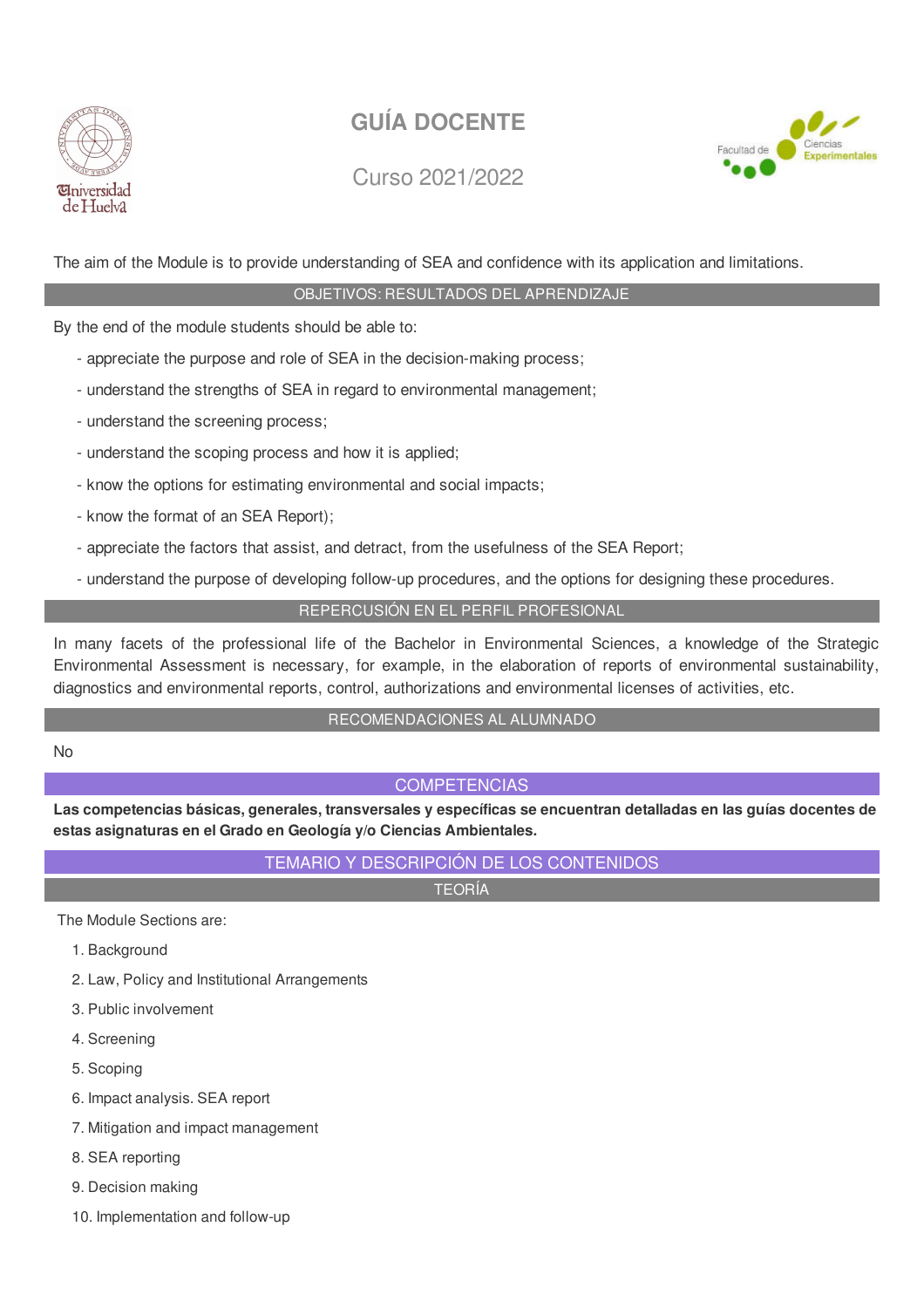The aim of the Module is to provide understanding of SEA and confidence with its application and limitations.

## OBJETIVOS: RESULTADOS DEL APRENDIZAJE

By the end of the module students should be able to:

- appreciate the purpose and role of SEA in the decision-making process;
- understand the strengths of SEA in regard to environmental management;
- understand the screening process;
- understand the scoping process and how it is applied;
- know the options for estimating environmental and social impacts;
- know the format of an SEA Report);
- appreciate the factors that assist, and detract, from the usefulness of the SEA Report;
- understand the purpose of developing follow-up procedures, and the options for designing these procedures.

## REPERCUSIÓN EN EL PERFIL PROFESIONAL

In many facets of the professional life of the Bachelor in Environmental Sciences, a knowledge of the Strategic Environmental Assessment is necessary, for example, in the elaboration of reports of environmental sustainability, diagnostics and environmental reports, control, authorizations and environmental licenses of activities, etc.

## RECOMENDACIONES AL ALUMNADO

No

## COMPETENCIAS

**Las competencias básicas, generales, transversales y específicas se encuentran detalladas en las guías docentes de estas asignaturas en el Grado en Geología y/o Ciencias Ambientales.**

## TEMARIO Y DESCRIPCIÓN DE LOS CONTENIDOS

### TEORÍA

The Module Sections are:

1. Background
2. Law, Policy and Institutional Arrangements
3. Public involvement
4. Screening
5. Scoping
6. Impact analysis. SEA report
7. Mitigation and impact management
8. SEA reporting
9. Decision making
10. Implementation and follow-up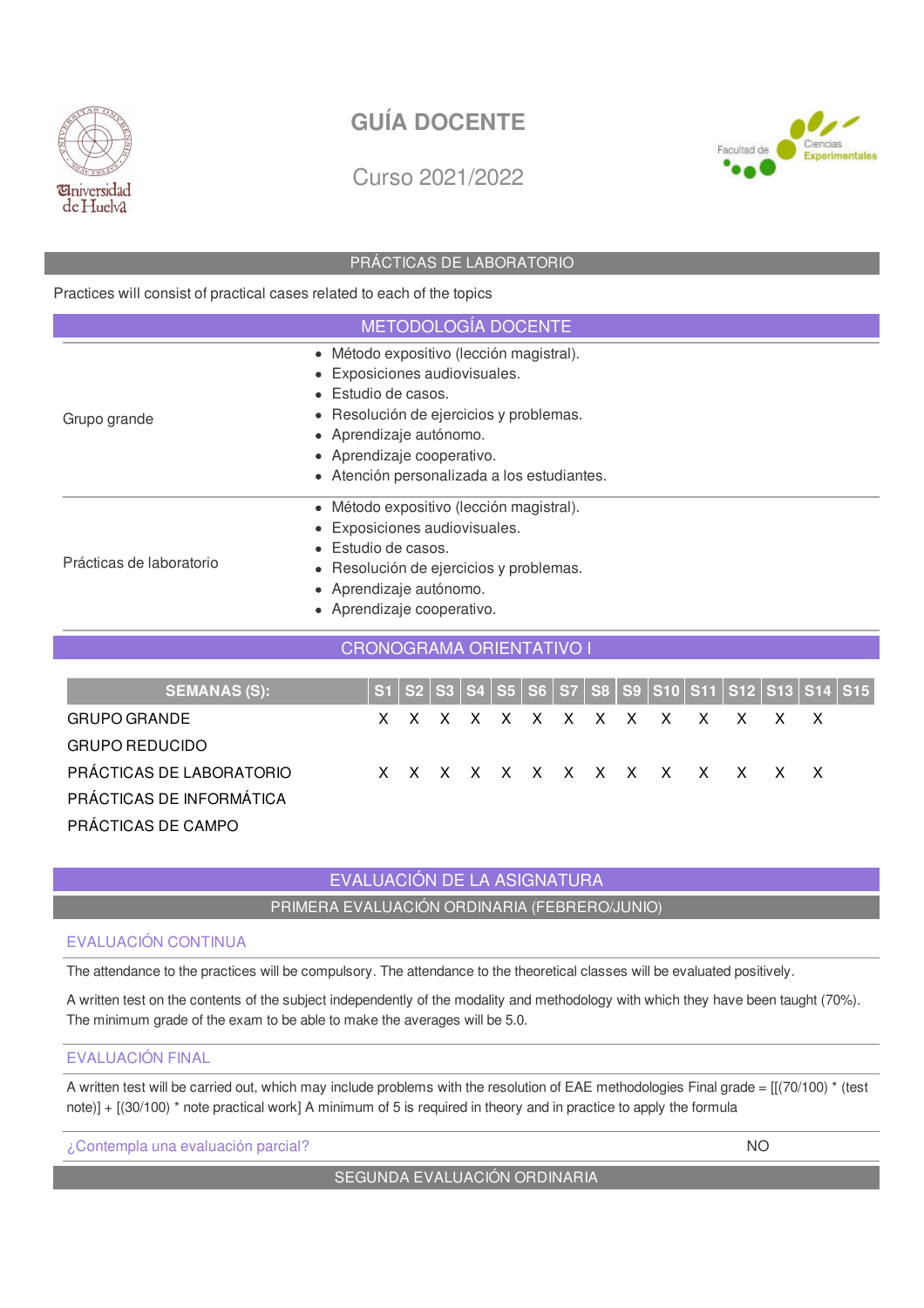# GUÍA DOCENTE

Curso 2021/2022

## PRÁCTICAS DE LABORATORIO

Practices will consist of practical cases related to each of the topics

## METODOLOGÍA DOCENTE

| | |
|---|---|
| Grupo grande | • Método expositivo (lección magistral).<br>• Exposiciones audiovisuales.<br>• Estudio de casos.<br>• Resolución de ejercicios y problemas.<br>• Aprendizaje autónomo.<br>• Aprendizaje cooperativo.<br>• Atención personalizada a los estudiantes. |
| Prácticas de laboratorio | • Método expositivo (lección magistral).<br>• Exposiciones audiovisuales.<br>• Estudio de casos.<br>• Resolución de ejercicios y problemas.<br>• Aprendizaje autónomo.<br>• Aprendizaje cooperativo. |

## CRONOGRAMA ORIENTATIVO I

| SEMANAS (S): | S1 | S2 | S3 | S4 | S5 | S6 | S7 | S8 | S9 | S10 | S11 | S12 | S13 | S14 | S15 |
|---|---|---|---|---|---|---|---|---|---|---|---|---|---|---|---|
| GRUPO GRANDE | X | X | X | X | X | X | X | X | X | X | X | X | X | X | |
| GRUPO REDUCIDO | | | | | | | | | | | | | | | |
| PRÁCTICAS DE LABORATORIO | X | X | X | X | X | X | X | X | X | X | X | X | X | X | |
| PRÁCTICAS DE INFORMÁTICA | | | | | | | | | | | | | | | |
| PRÁCTICAS DE CAMPO | | | | | | | | | | | | | | | |

## EVALUACIÓN DE LA ASIGNATURA

### PRIMERA EVALUACIÓN ORDINARIA (FEBRERO/JUNIO)

#### EVALUACIÓN CONTINUA

The attendance to the practices will be compulsory. The attendance to the theoretical classes will be evaluated positively.

A written test on the contents of the subject independently of the modality and methodology with which they have been taught (70%). The minimum grade of the exam to be able to make the averages will be 5.0.

#### EVALUACIÓN FINAL

A written test will be carried out, which may include problems with the resolution of EAE methodologies Final grade = [[(70/100) * (test note)] + [(30/100) * note practical work] A minimum of 5 is required in theory and in practice to apply the formula

¿Contempla una evaluación parcial? NO

### SEGUNDA EVALUACIÓN ORDINARIA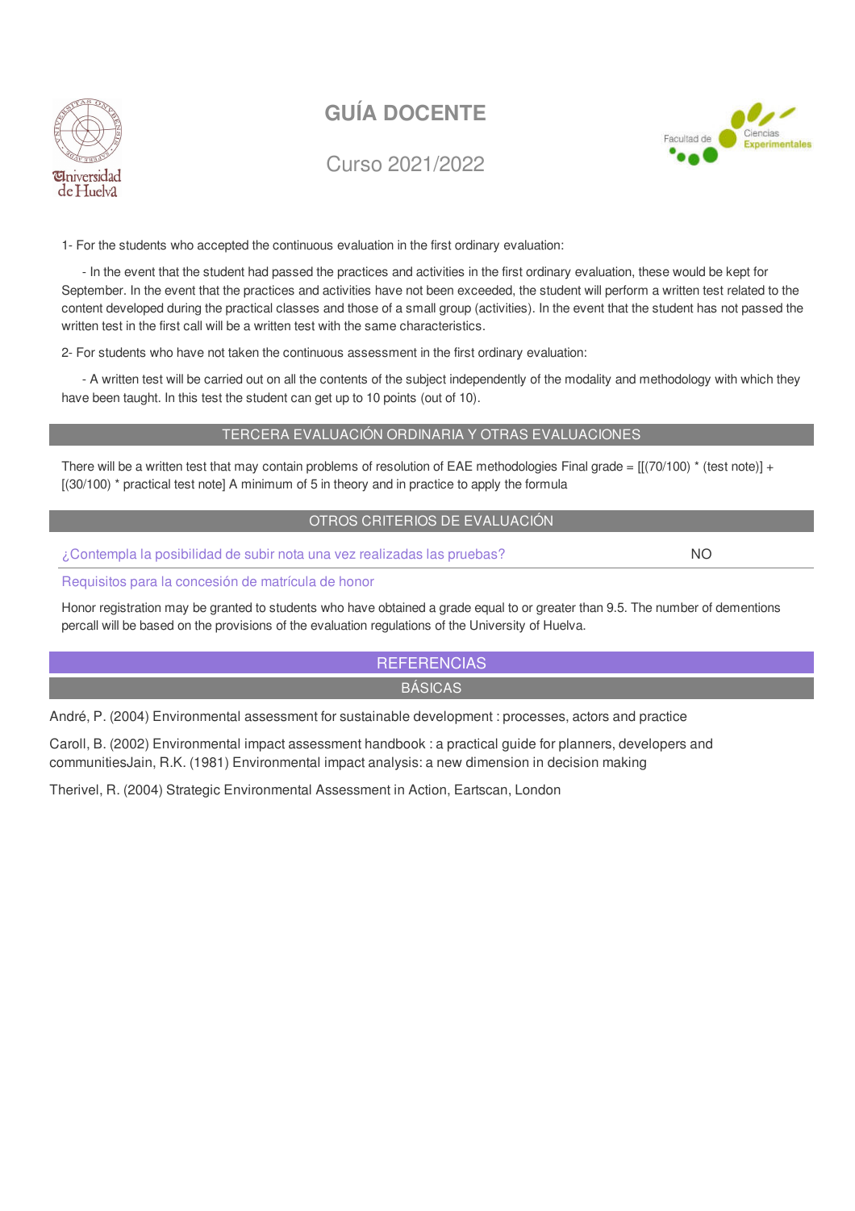1- For the students who accepted the continuous evaluation in the first ordinary evaluation:

- In the event that the student had passed the practices and activities in the first ordinary evaluation, these would be kept for September. In the event that the practices and activities have not been exceeded, the student will perform a written test related to the content developed during the practical classes and those of a small group (activities). In the event that the student has not passed the written test in the first call will be a written test with the same characteristics.

2- For students who have not taken the continuous assessment in the first ordinary evaluation:

- A written test will be carried out on all the contents of the subject independently of the modality and methodology with which they have been taught. In this test the student can get up to 10 points (out of 10).

## TERCERA EVALUACIÓN ORDINARIA Y OTRAS EVALUACIONES

There will be a written test that may contain problems of resolution of EAE methodologies Final grade = [[(70/100) * (test note)] + [(30/100) * practical test note] A minimum of 5 in theory and in practice to apply the formula

## OTROS CRITERIOS DE EVALUACIÓN

| | |
|---|---|
| ¿Contempla la posibilidad de subir nota una vez realizadas las pruebas? | NO |

Requisitos para la concesión de matrícula de honor

Honor registration may be granted to students who have obtained a grade equal to or greater than 9.5. The number of dementions percall will be based on the provisions of the evaluation regulations of the University of Huelva.

## REFERENCIAS

### BÁSICAS

André, P. (2004) Environmental assessment for sustainable development : processes, actors and practice

Caroll, B. (2002) Environmental impact assessment handbook : a practical guide for planners, developers and communitiesJain, R.K. (1981) Environmental impact analysis: a new dimension in decision making

Therivel, R. (2004) Strategic Environmental Assessment in Action, Eartscan, London